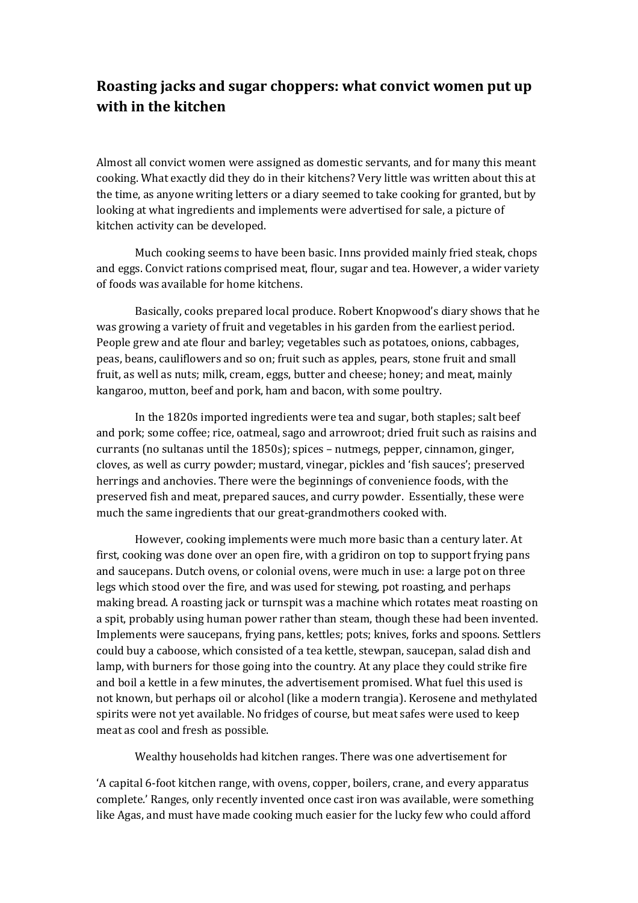# Roasting jacks and sugar choppers: what convict women put up with in the kitchen

Almost all convict women were assigned as domestic servants, and for many this meant cooking. What exactly did they do in their kitchens? Very little was written about this at the time, as anyone writing letters or a diary seemed to take cooking for granted, but by looking at what ingredients and implements were advertised for sale, a picture of kitchen activity can be developed.

Much cooking seems to have been basic. Inns provided mainly fried steak, chops and eggs. Convict rations comprised meat, flour, sugar and tea. However, a wider variety of foods was available for home kitchens.

Basically, cooks prepared local produce. Robert Knopwood's diary shows that he was growing a variety of fruit and vegetables in his garden from the earliest period. People grew and ate flour and barley; vegetables such as potatoes, onions, cabbages, peas, beans, cauliflowers and so on; fruit such as apples, pears, stone fruit and small fruit, as well as nuts; milk, cream, eggs, butter and cheese; honey; and meat, mainly kangaroo, mutton, beef and pork, ham and bacon, with some poultry.

In the 1820s imported ingredients were tea and sugar, both staples; salt beef and pork; some coffee; rice, oatmeal, sago and arrowroot; dried fruit such as raisins and currants (no sultanas until the 1850s); spices – nutmegs, pepper, cinnamon, ginger, cloves, as well as curry powder; mustard, vinegar, pickles and 'fish sauces'; preserved herrings and anchovies. There were the beginnings of convenience foods, with the preserved fish and meat, prepared sauces, and curry powder. Essentially, these were much the same ingredients that our great-grandmothers cooked with.

However, cooking implements were much more basic than a century later. At first, cooking was done over an open fire, with a gridiron on top to support frying pans and saucepans. Dutch ovens, or colonial ovens, were much in use: a large pot on three legs which stood over the fire, and was used for stewing, pot roasting, and perhaps making bread. A roasting jack or turnspit was a machine which rotates meat roasting on a spit, probably using human power rather than steam, though these had been invented. Implements were saucepans, frying pans, kettles; pots; knives, forks and spoons. Settlers could buy a caboose, which consisted of a tea kettle, stewpan, saucepan, salad dish and lamp, with burners for those going into the country. At any place they could strike fire and boil a kettle in a few minutes, the advertisement promised. What fuel this used is not known, but perhaps oil or alcohol (like a modern trangia). Kerosene and methylated spirits were not yet available. No fridges of course, but meat safes were used to keep meat as cool and fresh as possible.

Wealthy households had kitchen ranges. There was one advertisement for

'A capital 6-foot kitchen range, with ovens, copper, boilers, crane, and every apparatus complete.' Ranges, only recently invented once cast iron was available, were something like Agas, and must have made cooking much easier for the lucky few who could afford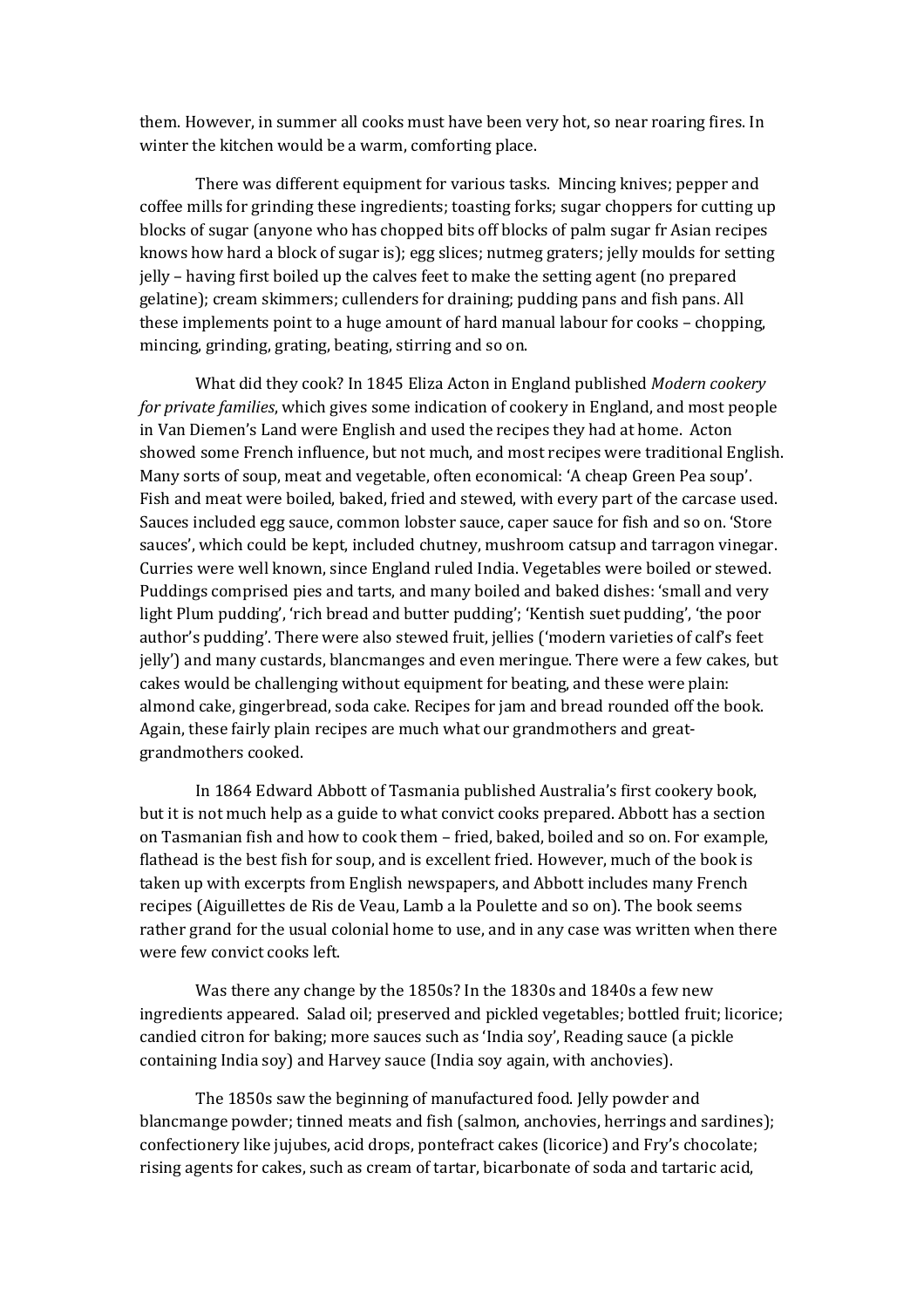them. However, in summer all cooks must have been very hot, so near roaring fires. In winter the kitchen would be a warm, comforting place.

There was different equipment for various tasks. Mincing knives; pepper and coffee mills for grinding these ingredients; toasting forks; sugar choppers for cutting up blocks of sugar (anyone who has chopped bits off blocks of palm sugar fr Asian recipes knows how hard a block of sugar is); egg slices; nutmeg graters; jelly moulds for setting jelly – having first boiled up the calves feet to make the setting agent (no prepared gelatine); cream skimmers; cullenders for draining; pudding pans and fish pans. All these implements point to a huge amount of hard manual labour for cooks – chopping, mincing, grinding, grating, beating, stirring and so on.

What did they cook? In 1845 Eliza Acton in England published *Modern cookery for private families*, which gives some indication of cookery in England, and most people in Van Diemen's Land were English and used the recipes they had at home. Acton showed some French influence, but not much, and most recipes were traditional English. Many sorts of soup, meat and vegetable, often economical: 'A cheap Green Pea soup'. Fish and meat were boiled, baked, fried and stewed, with every part of the carcase used. Sauces included egg sauce, common lobster sauce, caper sauce for fish and so on. 'Store sauces', which could be kept, included chutney, mushroom catsup and tarragon vinegar. Curries were well known, since England ruled India. Vegetables were boiled or stewed. Puddings comprised pies and tarts, and many boiled and baked dishes: 'small and very light Plum pudding', 'rich bread and butter pudding'; 'Kentish suet pudding', 'the poor author's pudding'. There were also stewed fruit, jellies ('modern varieties of calf's feet jelly') and many custards, blancmanges and even meringue. There were a few cakes, but cakes would be challenging without equipment for beating, and these were plain: almond cake, gingerbread, soda cake. Recipes for jam and bread rounded off the book. Again, these fairly plain recipes are much what our grandmothers and great-grandmothers cooked.

In 1864 Edward Abbott of Tasmania published Australia's first cookery book, but it is not much help as a guide to what convict cooks prepared. Abbott has a section on Tasmanian fish and how to cook them – fried, baked, boiled and so on. For example, flathead is the best fish for soup, and is excellent fried. However, much of the book is taken up with excerpts from English newspapers, and Abbott includes many French recipes (Aiguillettes de Ris de Veau, Lamb a la Poulette and so on). The book seems rather grand for the usual colonial home to use, and in any case was written when there were few convict cooks left.

Was there any change by the 1850s? In the 1830s and 1840s a few new ingredients appeared. Salad oil; preserved and pickled vegetables; bottled fruit; licorice; candied citron for baking; more sauces such as 'India soy', Reading sauce (a pickle containing India soy) and Harvey sauce (India soy again, with anchovies).

The 1850s saw the beginning of manufactured food. Jelly powder and blancmange powder; tinned meats and fish (salmon, anchovies, herrings and sardines); confectionery like jujubes, acid drops, pontefract cakes (licorice) and Fry's chocolate; rising agents for cakes, such as cream of tartar, bicarbonate of soda and tartaric acid,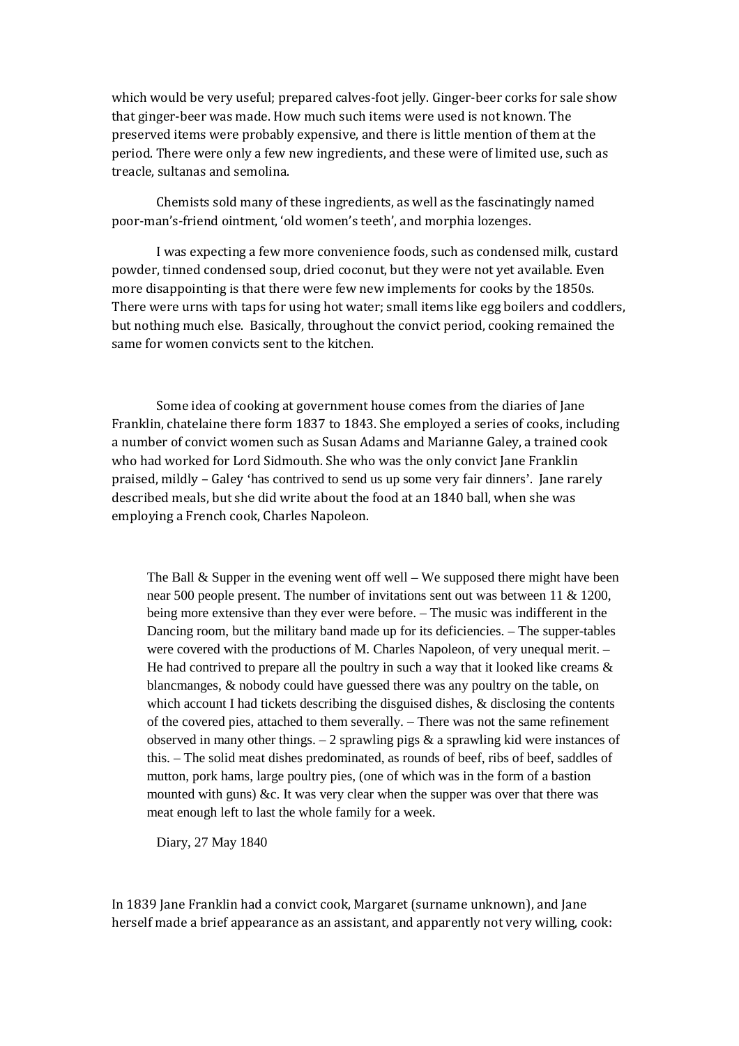which would be very useful; prepared calves-foot jelly. Ginger-beer corks for sale show that ginger-beer was made. How much such items were used is not known. The preserved items were probably expensive, and there is little mention of them at the period. There were only a few new ingredients, and these were of limited use, such as treacle, sultanas and semolina.

Chemists sold many of these ingredients, as well as the fascinatingly named poor-man's-friend ointment, 'old women's teeth', and morphia lozenges.

I was expecting a few more convenience foods, such as condensed milk, custard powder, tinned condensed soup, dried coconut, but they were not yet available. Even more disappointing is that there were few new implements for cooks by the 1850s. There were urns with taps for using hot water; small items like egg boilers and coddlers, but nothing much else. Basically, throughout the convict period, cooking remained the same for women convicts sent to the kitchen.

Some idea of cooking at government house comes from the diaries of Jane Franklin, chatelaine there form 1837 to 1843. She employed a series of cooks, including a number of convict women such as Susan Adams and Marianne Galey, a trained cook who had worked for Lord Sidmouth. She who was the only convict Jane Franklin praised, mildly – Galey 'has contrived to send us up some very fair dinners'. Jane rarely described meals, but she did write about the food at an 1840 ball, when she was employing a French cook, Charles Napoleon.

> The Ball & Supper in the evening went off well – We supposed there might have been near 500 people present. The number of invitations sent out was between 11 & 1200, being more extensive than they ever were before. – The music was indifferent in the Dancing room, but the military band made up for its deficiencies. – The supper-tables were covered with the productions of M. Charles Napoleon, of very unequal merit. – He had contrived to prepare all the poultry in such a way that it looked like creams & blancmanges, & nobody could have guessed there was any poultry on the table, on which account I had tickets describing the disguised dishes, & disclosing the contents of the covered pies, attached to them severally. – There was not the same refinement observed in many other things. – 2 sprawling pigs & a sprawling kid were instances of this. – The solid meat dishes predominated, as rounds of beef, ribs of beef, saddles of mutton, pork hams, large poultry pies, (one of which was in the form of a bastion mounted with guns) &c. It was very clear when the supper was over that there was meat enough left to last the whole family for a week.
>
> Diary, 27 May 1840

In 1839 Jane Franklin had a convict cook, Margaret (surname unknown), and Jane herself made a brief appearance as an assistant, and apparently not very willing, cook: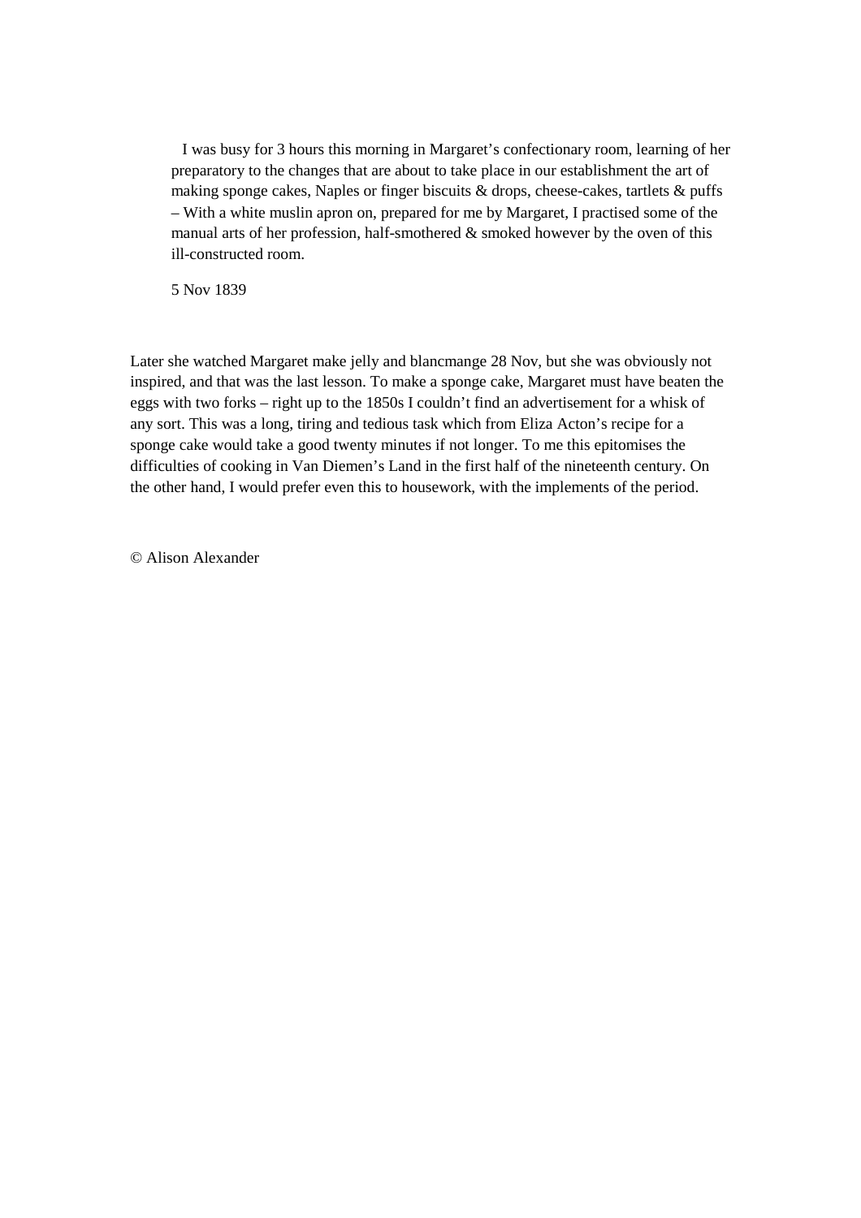> I was busy for 3 hours this morning in Margaret's confectionary room, learning of her preparatory to the changes that are about to take place in our establishment the art of making sponge cakes, Naples or finger biscuits & drops, cheese-cakes, tartlets & puffs – With a white muslin apron on, prepared for me by Margaret, I practised some of the manual arts of her profession, half-smothered & smoked however by the oven of this ill-constructed room.
>
> 5 Nov 1839

Later she watched Margaret make jelly and blancmange 28 Nov, but she was obviously not inspired, and that was the last lesson. To make a sponge cake, Margaret must have beaten the eggs with two forks – right up to the 1850s I couldn't find an advertisement for a whisk of any sort. This was a long, tiring and tedious task which from Eliza Acton's recipe for a sponge cake would take a good twenty minutes if not longer. To me this epitomises the difficulties of cooking in Van Diemen's Land in the first half of the nineteenth century. On the other hand, I would prefer even this to housework, with the implements of the period.

© Alison Alexander